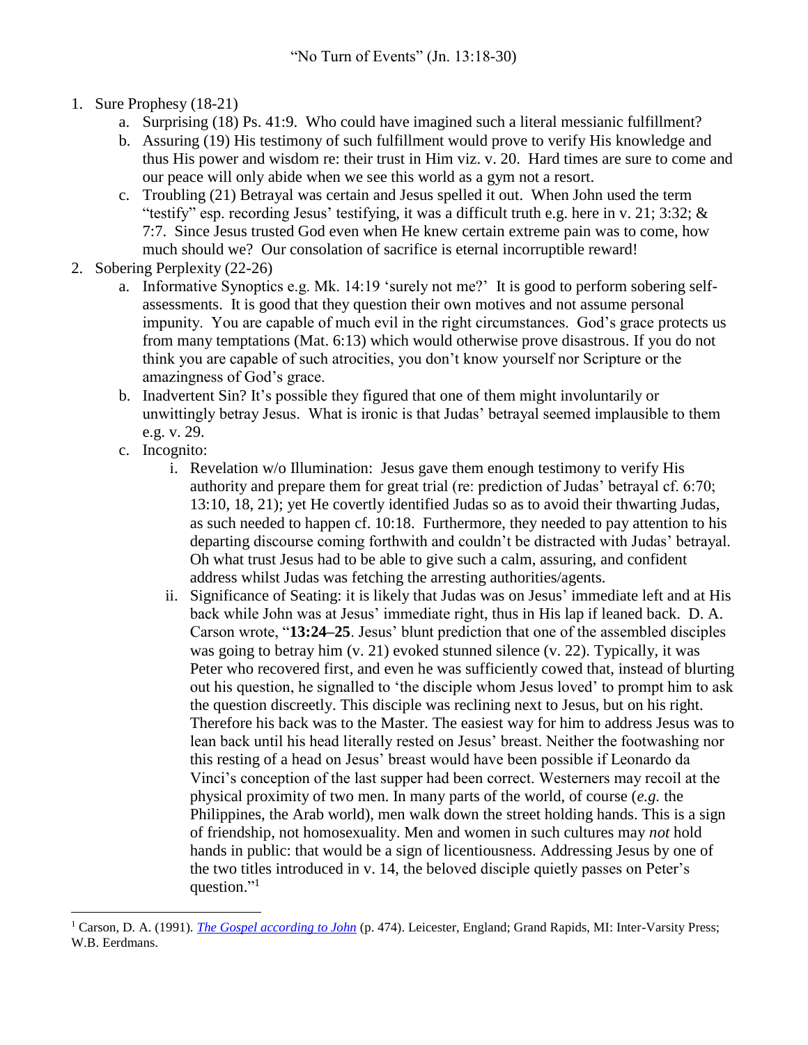# "No Turn of Events" (Jn. 13:18-30)

1. Sure Prophesy (18-21)
   a. Surprising (18) Ps. 41:9. Who could have imagined such a literal messianic fulfillment?
   b. Assuring (19) His testimony of such fulfillment would prove to verify His knowledge and thus His power and wisdom re: their trust in Him viz. v. 20. Hard times are sure to come and our peace will only abide when we see this world as a gym not a resort.
   c. Troubling (21) Betrayal was certain and Jesus spelled it out. When John used the term "testify" esp. recording Jesus' testifying, it was a difficult truth e.g. here in v. 21; 3:32; & 7:7. Since Jesus trusted God even when He knew certain extreme pain was to come, how much should we? Our consolation of sacrifice is eternal incorruptible reward!
2. Sobering Perplexity (22-26)
   a. Informative Synoptics e.g. Mk. 14:19 'surely not me?' It is good to perform sobering self-assessments. It is good that they question their own motives and not assume personal impunity. You are capable of much evil in the right circumstances. God's grace protects us from many temptations (Mat. 6:13) which would otherwise prove disastrous. If you do not think you are capable of such atrocities, you don't know yourself nor Scripture or the amazingness of God's grace.
   b. Inadvertent Sin? It's possible they figured that one of them might involuntarily or unwittingly betray Jesus. What is ironic is that Judas' betrayal seemed implausible to them e.g. v. 29.
   c. Incognito:
      i. Revelation w/o Illumination: Jesus gave them enough testimony to verify His authority and prepare them for great trial (re: prediction of Judas' betrayal cf. 6:70; 13:10, 18, 21); yet He covertly identified Judas so as to avoid their thwarting Judas, as such needed to happen cf. 10:18. Furthermore, they needed to pay attention to his departing discourse coming forthwith and couldn't be distracted with Judas' betrayal. Oh what trust Jesus had to be able to give such a calm, assuring, and confident address whilst Judas was fetching the arresting authorities/agents.
      ii. Significance of Seating: it is likely that Judas was on Jesus' immediate left and at His back while John was at Jesus' immediate right, thus in His lap if leaned back. D. A. Carson wrote, "**13:24–25**. Jesus' blunt prediction that one of the assembled disciples was going to betray him (v. 21) evoked stunned silence (v. 22). Typically, it was Peter who recovered first, and even he was sufficiently cowed that, instead of blurting out his question, he signalled to 'the disciple whom Jesus loved' to prompt him to ask the question discreetly. This disciple was reclining next to Jesus, but on his right. Therefore his back was to the Master. The easiest way for him to address Jesus was to lean back until his head literally rested on Jesus' breast. Neither the footwashing nor this resting of a head on Jesus' breast would have been possible if Leonardo da Vinci's conception of the last supper had been correct. Westerners may recoil at the physical proximity of two men. In many parts of the world, of course (*e.g.* the Philippines, the Arab world), men walk down the street holding hands. This is a sign of friendship, not homosexuality. Men and women in such cultures may *not* hold hands in public: that would be a sign of licentiousness. Addressing Jesus by one of the two titles introduced in v. 14, the beloved disciple quietly passes on Peter's question."[1]

---

[1] Carson, D. A. (1991). *The Gospel according to John* (p. 474). Leicester, England; Grand Rapids, MI: Inter-Varsity Press; W.B. Eerdmans.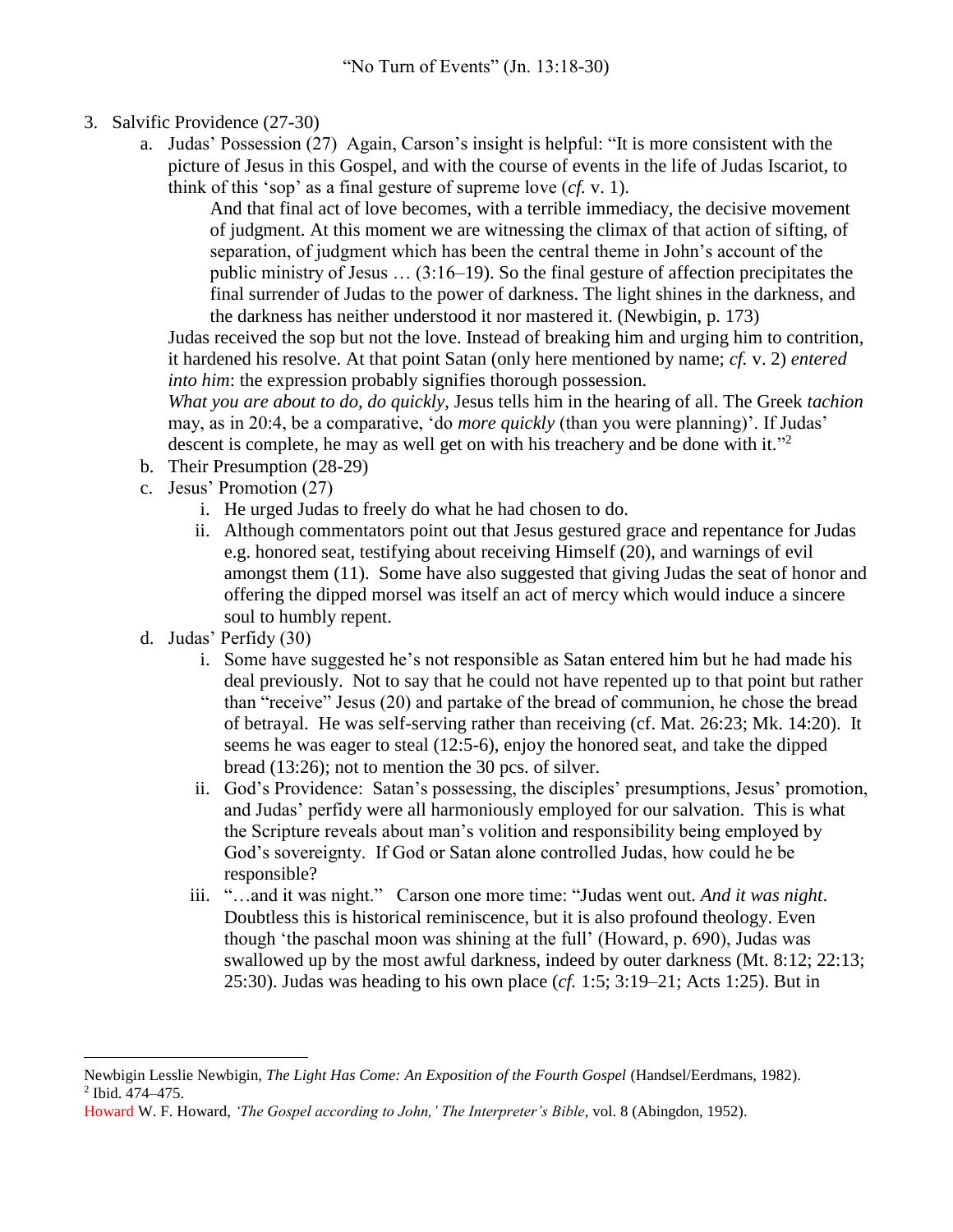3. Salvific Providence (27-30)
   a. Judas' Possession (27) Again, Carson's insight is helpful: "It is more consistent with the picture of Jesus in this Gospel, and with the course of events in the life of Judas Iscariot, to think of this 'sop' as a final gesture of supreme love (*cf.* v. 1).

      > And that final act of love becomes, with a terrible immediacy, the decisive movement of judgment. At this moment we are witnessing the climax of that action of sifting, of separation, of judgment which has been the central theme in John's account of the public ministry of Jesus … (3:16–19). So the final gesture of affection precipitates the final surrender of Judas to the power of darkness. The light shines in the darkness, and the darkness has neither understood it nor mastered it. (Newbigin, p. 173)

      Judas received the sop but not the love. Instead of breaking him and urging him to contrition, it hardened his resolve. At that point Satan (only here mentioned by name; *cf.* v. 2) *entered into him*: the expression probably signifies thorough possession.

      *What you are about to do, do quickly*, Jesus tells him in the hearing of all. The Greek *tachion* may, as in 20:4, be a comparative, 'do *more quickly* (than you were planning)'. If Judas' descent is complete, he may as well get on with his treachery and be done with it."[2]
   b. Their Presumption (28-29)
   c. Jesus' Promotion (27)
      i. He urged Judas to freely do what he had chosen to do.
      ii. Although commentators point out that Jesus gestured grace and repentance for Judas e.g. honored seat, testifying about receiving Himself (20), and warnings of evil amongst them (11). Some have also suggested that giving Judas the seat of honor and offering the dipped morsel was itself an act of mercy which would induce a sincere soul to humbly repent.
   d. Judas' Perfidy (30)
      i. Some have suggested he's not responsible as Satan entered him but he had made his deal previously. Not to say that he could not have repented up to that point but rather than "receive" Jesus (20) and partake of the bread of communion, he chose the bread of betrayal. He was self-serving rather than receiving (cf. Mat. 26:23; Mk. 14:20). It seems he was eager to steal (12:5-6), enjoy the honored seat, and take the dipped bread (13:26); not to mention the 30 pcs. of silver.
      ii. God's Providence: Satan's possessing, the disciples' presumptions, Jesus' promotion, and Judas' perfidy were all harmoniously employed for our salvation. This is what the Scripture reveals about man's volition and responsibility being employed by God's sovereignty. If God or Satan alone controlled Judas, how could he be responsible?
      iii. "…and it was night." Carson one more time: "Judas went out. *And it was night*. Doubtless this is historical reminiscence, but it is also profound theology. Even though 'the paschal moon was shining at the full' (Howard, p. 690), Judas was swallowed up by the most awful darkness, indeed by outer darkness (Mt. 8:12; 22:13; 25:30). Judas was heading to his own place (*cf.* 1:5; 3:19–21; Acts 1:25). But in

---

Newbigin Lesslie Newbigin, *The Light Has Come: An Exposition of the Fourth Gospel* (Handsel/Eerdmans, 1982).

[2] Ibid. 474–475.

Howard W. F. Howard, *'The Gospel according to John,' The Interpreter's Bible*, vol. 8 (Abingdon, 1952).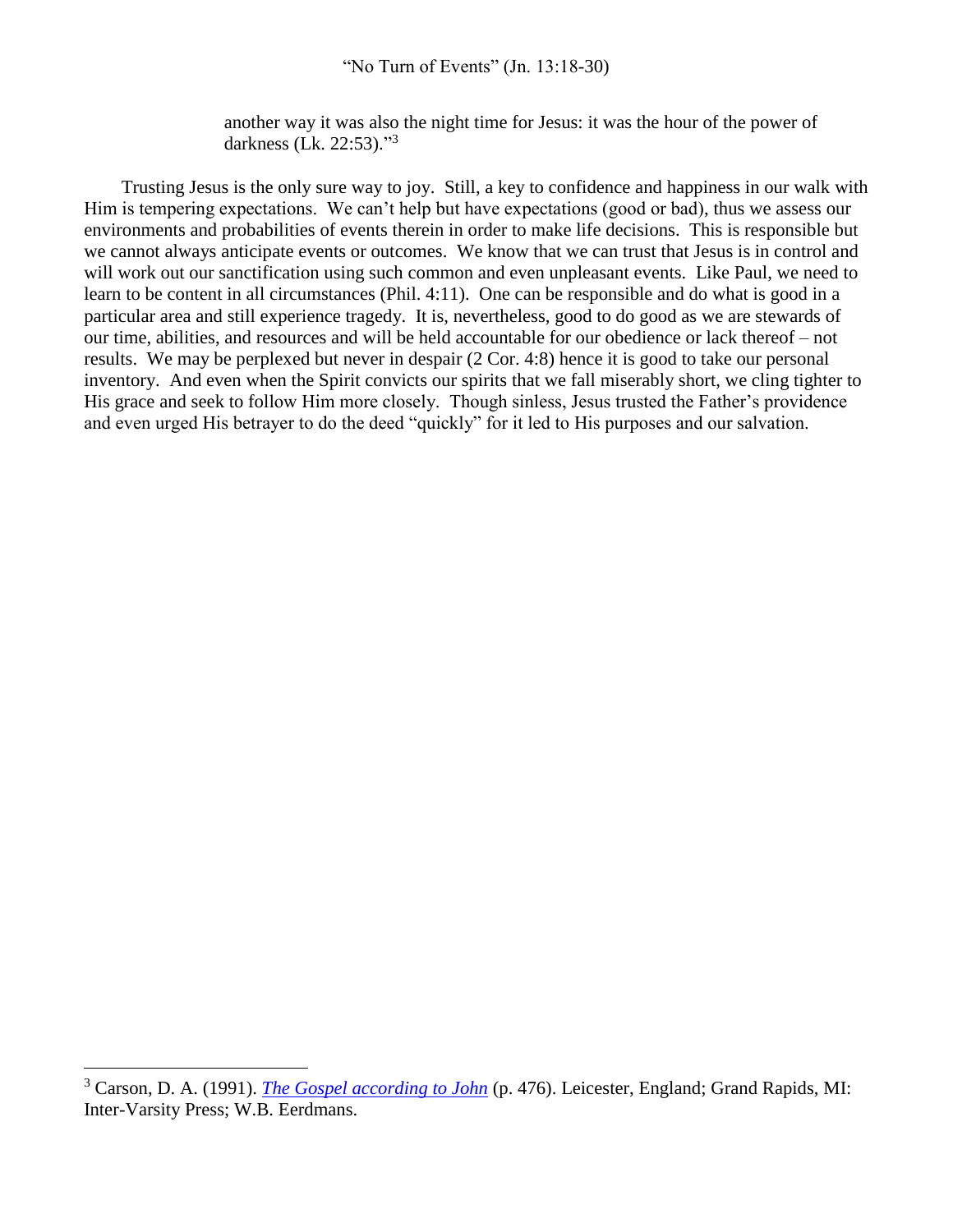> another way it was also the night time for Jesus: it was the hour of the power of darkness (Lk. 22:53)."[3]

Trusting Jesus is the only sure way to joy. Still, a key to confidence and happiness in our walk with Him is tempering expectations. We can't help but have expectations (good or bad), thus we assess our environments and probabilities of events therein in order to make life decisions. This is responsible but we cannot always anticipate events or outcomes. We know that we can trust that Jesus is in control and will work out our sanctification using such common and even unpleasant events. Like Paul, we need to learn to be content in all circumstances (Phil. 4:11). One can be responsible and do what is good in a particular area and still experience tragedy. It is, nevertheless, good to do good as we are stewards of our time, abilities, and resources and will be held accountable for our obedience or lack thereof – not results. We may be perplexed but never in despair (2 Cor. 4:8) hence it is good to take our personal inventory. And even when the Spirit convicts our spirits that we fall miserably short, we cling tighter to His grace and seek to follow Him more closely. Though sinless, Jesus trusted the Father's providence and even urged His betrayer to do the deed "quickly" for it led to His purposes and our salvation.

---

[3] Carson, D. A. (1991). *The Gospel according to John* (p. 476). Leicester, England; Grand Rapids, MI: Inter-Varsity Press; W.B. Eerdmans.